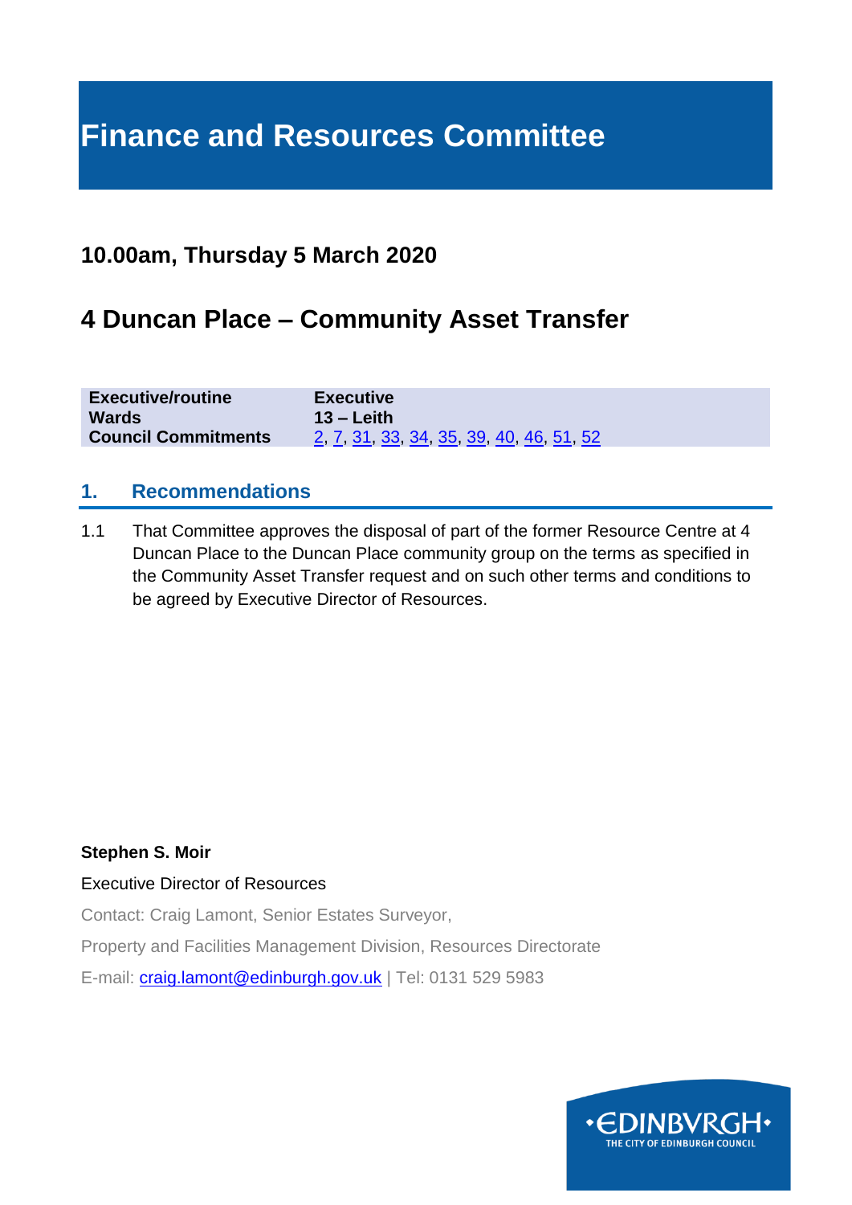# Finance and Resources Committee

## 10.00am, Thursday 5 March 2020

## 4 Duncan Place – Community Asset Transfer

| | |
|---|---|
| **Executive/routine** | **Executive** |
| **Wards** | **13 – Leith** |
| **Council Commitments** | 2, 7, 31, 33, 34, 35, 39, 40, 46, 51, 52 |

### 1. Recommendations

1.1 That Committee approves the disposal of part of the former Resource Centre at 4 Duncan Place to the Duncan Place community group on the terms as specified in the Community Asset Transfer request and on such other terms and conditions to be agreed by Executive Director of Resources.

**Stephen S. Moir**

Executive Director of Resources

Contact: Craig Lamont, Senior Estates Surveyor,

Property and Facilities Management Division, Resources Directorate

E-mail: craig.lamont@edinburgh.gov.uk | Tel: 0131 529 5983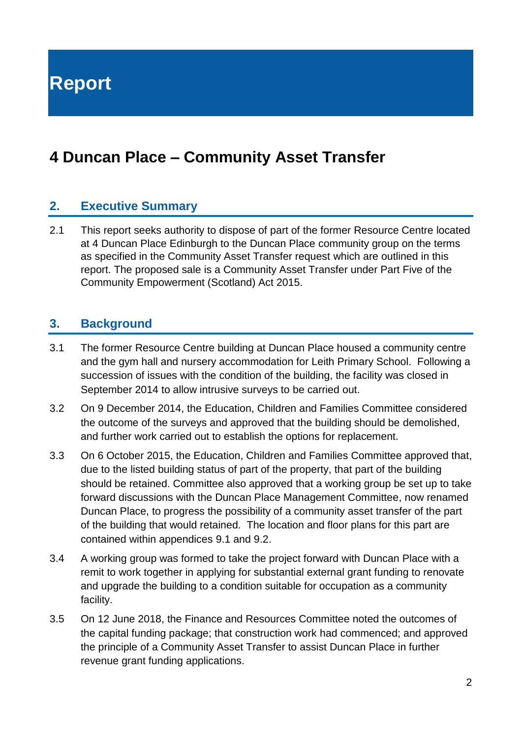# Report

## 4 Duncan Place – Community Asset Transfer

### 2. Executive Summary

2.1 This report seeks authority to dispose of part of the former Resource Centre located at 4 Duncan Place Edinburgh to the Duncan Place community group on the terms as specified in the Community Asset Transfer request which are outlined in this report. The proposed sale is a Community Asset Transfer under Part Five of the Community Empowerment (Scotland) Act 2015.

### 3. Background

3.1 The former Resource Centre building at Duncan Place housed a community centre and the gym hall and nursery accommodation for Leith Primary School. Following a succession of issues with the condition of the building, the facility was closed in September 2014 to allow intrusive surveys to be carried out.

3.2 On 9 December 2014, the Education, Children and Families Committee considered the outcome of the surveys and approved that the building should be demolished, and further work carried out to establish the options for replacement.

3.3 On 6 October 2015, the Education, Children and Families Committee approved that, due to the listed building status of part of the property, that part of the building should be retained. Committee also approved that a working group be set up to take forward discussions with the Duncan Place Management Committee, now renamed Duncan Place, to progress the possibility of a community asset transfer of the part of the building that would retained. The location and floor plans for this part are contained within appendices 9.1 and 9.2.

3.4 A working group was formed to take the project forward with Duncan Place with a remit to work together in applying for substantial external grant funding to renovate and upgrade the building to a condition suitable for occupation as a community facility.

3.5 On 12 June 2018, the Finance and Resources Committee noted the outcomes of the capital funding package; that construction work had commenced; and approved the principle of a Community Asset Transfer to assist Duncan Place in further revenue grant funding applications.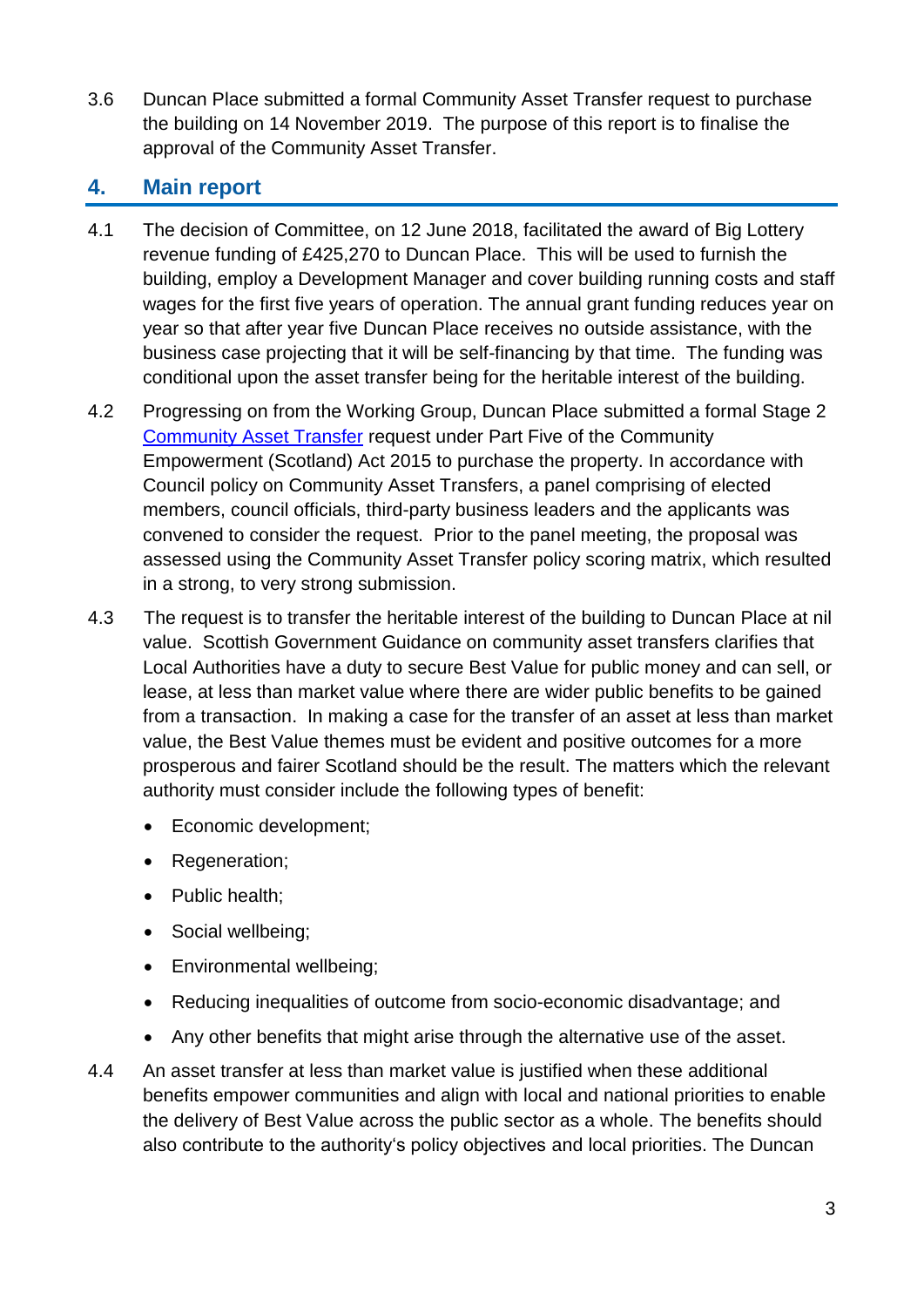3.6 Duncan Place submitted a formal Community Asset Transfer request to purchase the building on 14 November 2019. The purpose of this report is to finalise the approval of the Community Asset Transfer.

## 4. Main report

4.1 The decision of Committee, on 12 June 2018, facilitated the award of Big Lottery revenue funding of £425,270 to Duncan Place. This will be used to furnish the building, employ a Development Manager and cover building running costs and staff wages for the first five years of operation. The annual grant funding reduces year on year so that after year five Duncan Place receives no outside assistance, with the business case projecting that it will be self-financing by that time. The funding was conditional upon the asset transfer being for the heritable interest of the building.

4.2 Progressing on from the Working Group, Duncan Place submitted a formal Stage 2 [Community Asset Transfer] request under Part Five of the Community Empowerment (Scotland) Act 2015 to purchase the property. In accordance with Council policy on Community Asset Transfers, a panel comprising of elected members, council officials, third-party business leaders and the applicants was convened to consider the request. Prior to the panel meeting, the proposal was assessed using the Community Asset Transfer policy scoring matrix, which resulted in a strong, to very strong submission.

4.3 The request is to transfer the heritable interest of the building to Duncan Place at nil value. Scottish Government Guidance on community asset transfers clarifies that Local Authorities have a duty to secure Best Value for public money and can sell, or lease, at less than market value where there are wider public benefits to be gained from a transaction. In making a case for the transfer of an asset at less than market value, the Best Value themes must be evident and positive outcomes for a more prosperous and fairer Scotland should be the result. The matters which the relevant authority must consider include the following types of benefit:

- Economic development;
- Regeneration;
- Public health;
- Social wellbeing;
- Environmental wellbeing;
- Reducing inequalities of outcome from socio-economic disadvantage; and
- Any other benefits that might arise through the alternative use of the asset.

4.4 An asset transfer at less than market value is justified when these additional benefits empower communities and align with local and national priorities to enable the delivery of Best Value across the public sector as a whole. The benefits should also contribute to the authority's policy objectives and local priorities. The Duncan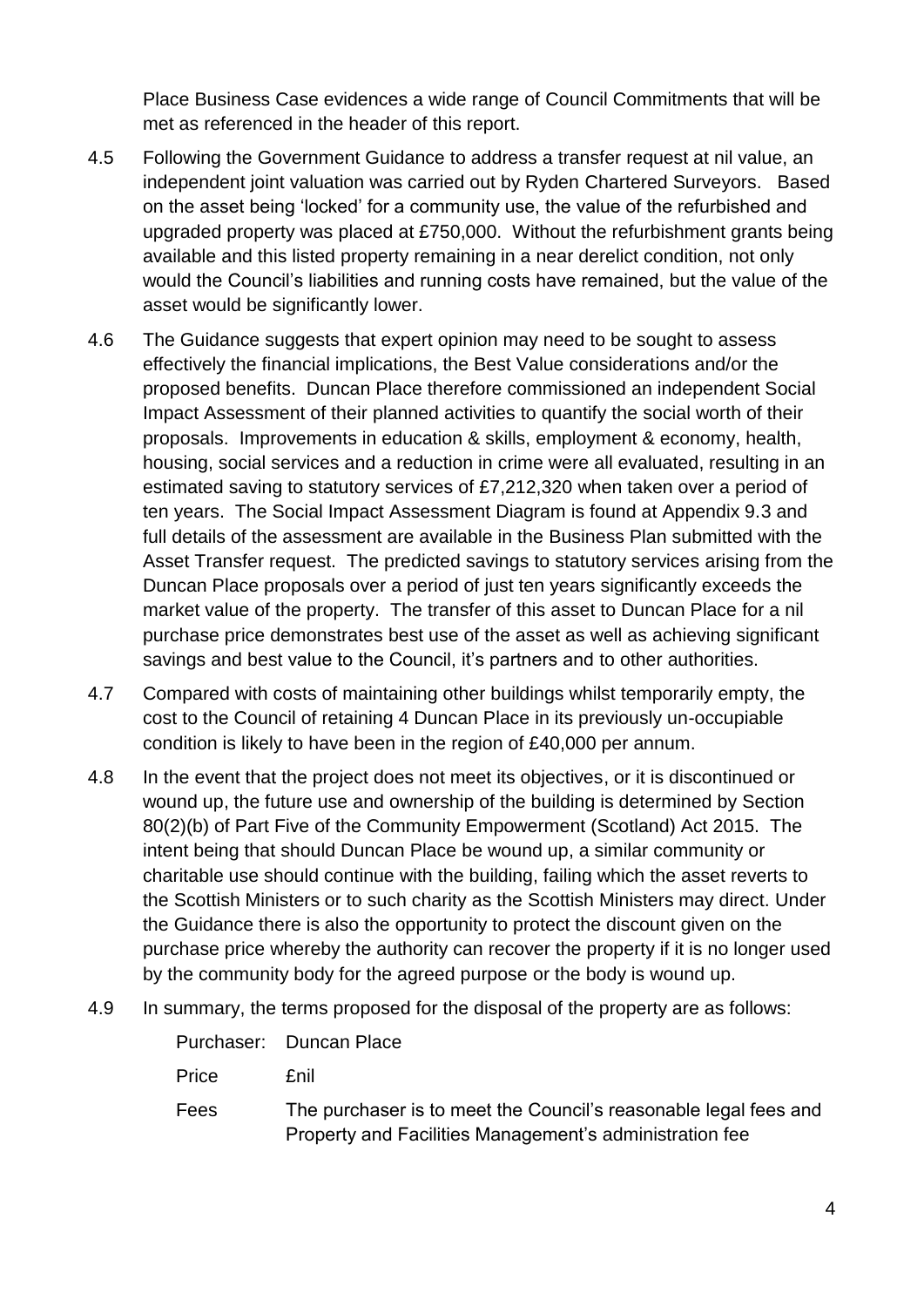Place Business Case evidences a wide range of Council Commitments that will be met as referenced in the header of this report.

4.5 Following the Government Guidance to address a transfer request at nil value, an independent joint valuation was carried out by Ryden Chartered Surveyors. Based on the asset being 'locked' for a community use, the value of the refurbished and upgraded property was placed at £750,000. Without the refurbishment grants being available and this listed property remaining in a near derelict condition, not only would the Council's liabilities and running costs have remained, but the value of the asset would be significantly lower.

4.6 The Guidance suggests that expert opinion may need to be sought to assess effectively the financial implications, the Best Value considerations and/or the proposed benefits. Duncan Place therefore commissioned an independent Social Impact Assessment of their planned activities to quantify the social worth of their proposals. Improvements in education & skills, employment & economy, health, housing, social services and a reduction in crime were all evaluated, resulting in an estimated saving to statutory services of £7,212,320 when taken over a period of ten years. The Social Impact Assessment Diagram is found at Appendix 9.3 and full details of the assessment are available in the Business Plan submitted with the Asset Transfer request. The predicted savings to statutory services arising from the Duncan Place proposals over a period of just ten years significantly exceeds the market value of the property. The transfer of this asset to Duncan Place for a nil purchase price demonstrates best use of the asset as well as achieving significant savings and best value to the Council, it's partners and to other authorities.

4.7 Compared with costs of maintaining other buildings whilst temporarily empty, the cost to the Council of retaining 4 Duncan Place in its previously un-occupiable condition is likely to have been in the region of £40,000 per annum.

4.8 In the event that the project does not meet its objectives, or it is discontinued or wound up, the future use and ownership of the building is determined by Section 80(2)(b) of Part Five of the Community Empowerment (Scotland) Act 2015. The intent being that should Duncan Place be wound up, a similar community or charitable use should continue with the building, failing which the asset reverts to the Scottish Ministers or to such charity as the Scottish Ministers may direct. Under the Guidance there is also the opportunity to protect the discount given on the purchase price whereby the authority can recover the property if it is no longer used by the community body for the agreed purpose or the body is wound up.

4.9 In summary, the terms proposed for the disposal of the property are as follows:

| | |
|---|---|
| Purchaser: | Duncan Place |
| Price | £nil |
| Fees | The purchaser is to meet the Council's reasonable legal fees and Property and Facilities Management's administration fee |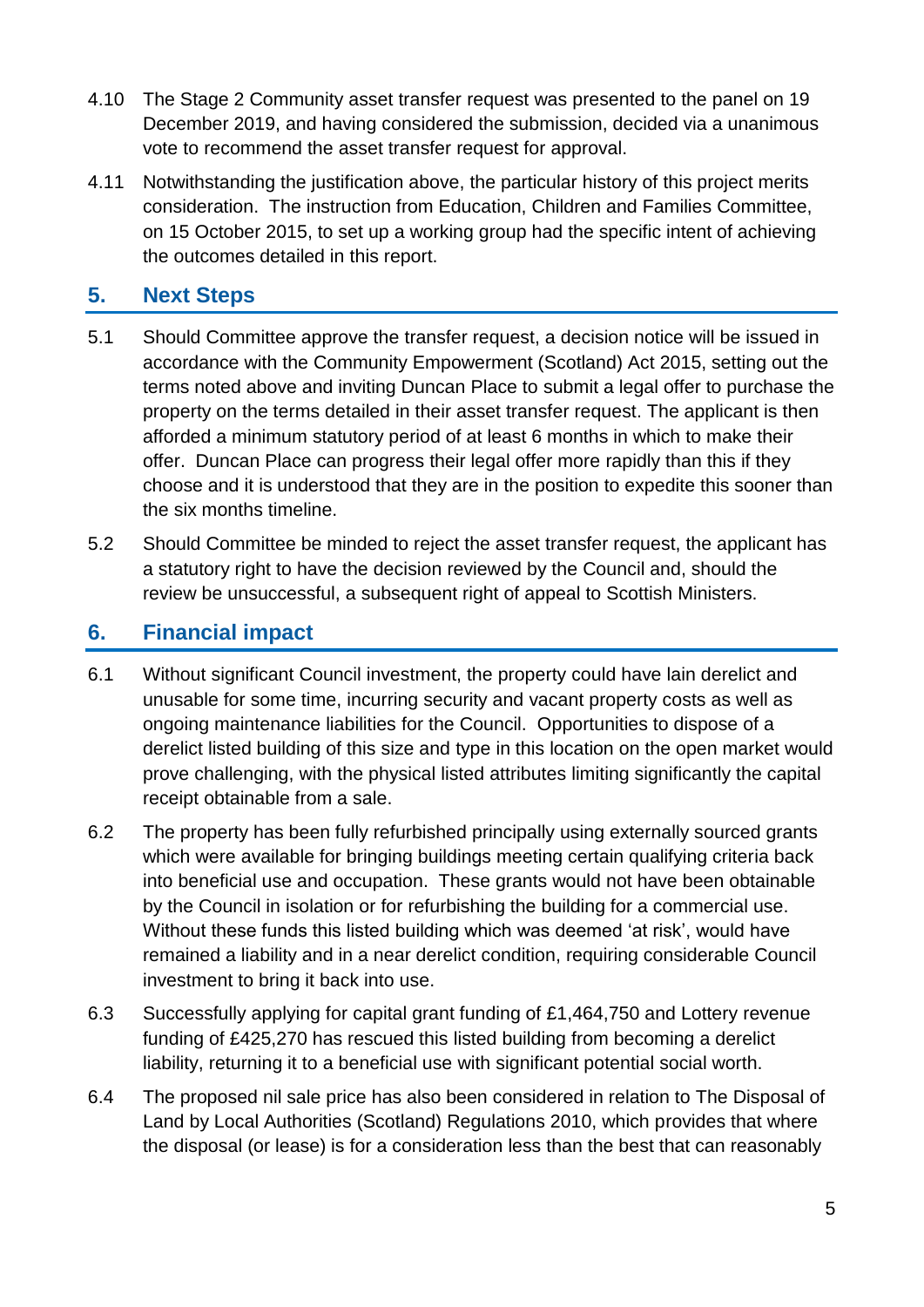4.10 The Stage 2 Community asset transfer request was presented to the panel on 19 December 2019, and having considered the submission, decided via a unanimous vote to recommend the asset transfer request for approval.

4.11 Notwithstanding the justification above, the particular history of this project merits consideration. The instruction from Education, Children and Families Committee, on 15 October 2015, to set up a working group had the specific intent of achieving the outcomes detailed in this report.

## 5. Next Steps

5.1 Should Committee approve the transfer request, a decision notice will be issued in accordance with the Community Empowerment (Scotland) Act 2015, setting out the terms noted above and inviting Duncan Place to submit a legal offer to purchase the property on the terms detailed in their asset transfer request. The applicant is then afforded a minimum statutory period of at least 6 months in which to make their offer. Duncan Place can progress their legal offer more rapidly than this if they choose and it is understood that they are in the position to expedite this sooner than the six months timeline.

5.2 Should Committee be minded to reject the asset transfer request, the applicant has a statutory right to have the decision reviewed by the Council and, should the review be unsuccessful, a subsequent right of appeal to Scottish Ministers.

## 6. Financial impact

6.1 Without significant Council investment, the property could have lain derelict and unusable for some time, incurring security and vacant property costs as well as ongoing maintenance liabilities for the Council. Opportunities to dispose of a derelict listed building of this size and type in this location on the open market would prove challenging, with the physical listed attributes limiting significantly the capital receipt obtainable from a sale.

6.2 The property has been fully refurbished principally using externally sourced grants which were available for bringing buildings meeting certain qualifying criteria back into beneficial use and occupation. These grants would not have been obtainable by the Council in isolation or for refurbishing the building for a commercial use. Without these funds this listed building which was deemed 'at risk', would have remained a liability and in a near derelict condition, requiring considerable Council investment to bring it back into use.

6.3 Successfully applying for capital grant funding of £1,464,750 and Lottery revenue funding of £425,270 has rescued this listed building from becoming a derelict liability, returning it to a beneficial use with significant potential social worth.

6.4 The proposed nil sale price has also been considered in relation to The Disposal of Land by Local Authorities (Scotland) Regulations 2010, which provides that where the disposal (or lease) is for a consideration less than the best that can reasonably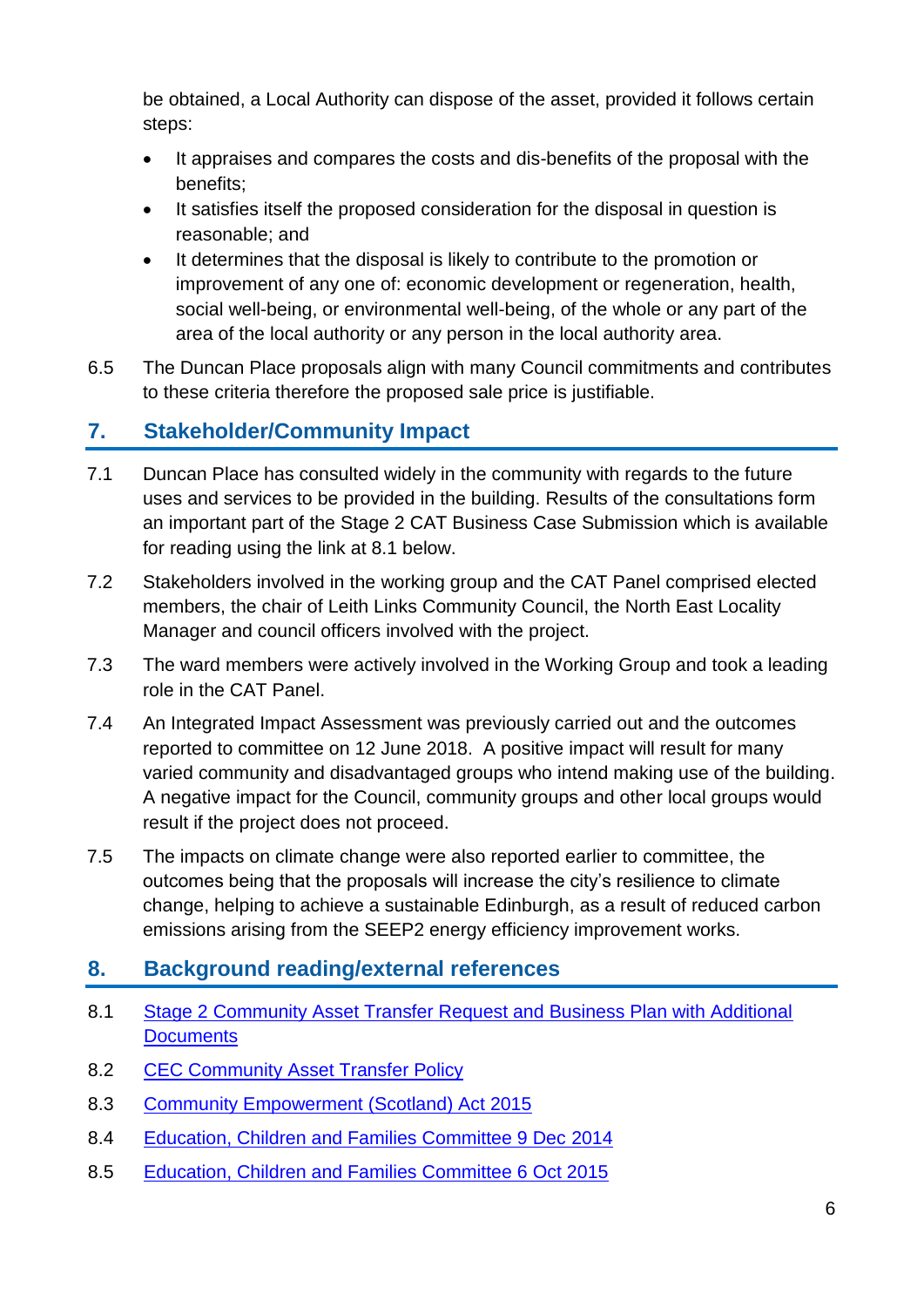be obtained, a Local Authority can dispose of the asset, provided it follows certain steps:

- It appraises and compares the costs and dis-benefits of the proposal with the benefits;
- It satisfies itself the proposed consideration for the disposal in question is reasonable; and
- It determines that the disposal is likely to contribute to the promotion or improvement of any one of: economic development or regeneration, health, social well-being, or environmental well-being, of the whole or any part of the area of the local authority or any person in the local authority area.

6.5 The Duncan Place proposals align with many Council commitments and contributes to these criteria therefore the proposed sale price is justifiable.

## 7. Stakeholder/Community Impact

7.1 Duncan Place has consulted widely in the community with regards to the future uses and services to be provided in the building. Results of the consultations form an important part of the Stage 2 CAT Business Case Submission which is available for reading using the link at 8.1 below.

7.2 Stakeholders involved in the working group and the CAT Panel comprised elected members, the chair of Leith Links Community Council, the North East Locality Manager and council officers involved with the project.

7.3 The ward members were actively involved in the Working Group and took a leading role in the CAT Panel.

7.4 An Integrated Impact Assessment was previously carried out and the outcomes reported to committee on 12 June 2018. A positive impact will result for many varied community and disadvantaged groups who intend making use of the building. A negative impact for the Council, community groups and other local groups would result if the project does not proceed.

7.5 The impacts on climate change were also reported earlier to committee, the outcomes being that the proposals will increase the city's resilience to climate change, helping to achieve a sustainable Edinburgh, as a result of reduced carbon emissions arising from the SEEP2 energy efficiency improvement works.

## 8. Background reading/external references

8.1 Stage 2 Community Asset Transfer Request and Business Plan with Additional Documents

8.2 CEC Community Asset Transfer Policy

8.3 Community Empowerment (Scotland) Act 2015

8.4 Education, Children and Families Committee 9 Dec 2014

8.5 Education, Children and Families Committee 6 Oct 2015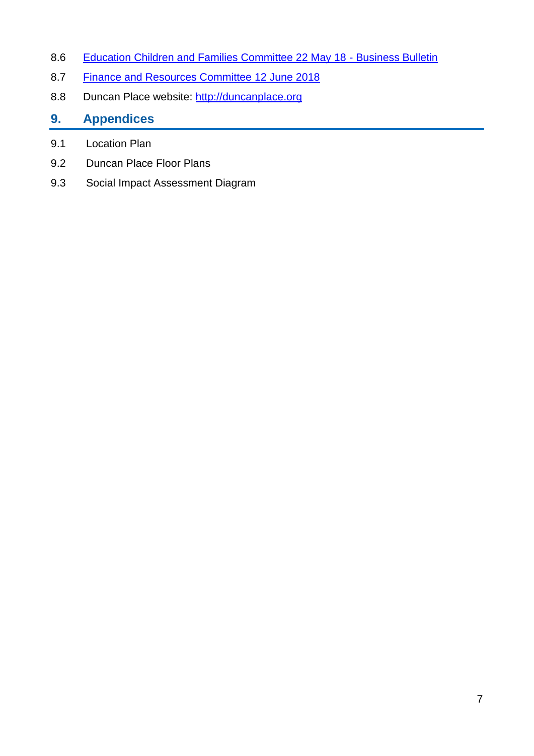8.6 [Education Children and Families Committee 22 May 18 - Business Bulletin]()

8.7 [Finance and Resources Committee 12 June 2018]()

8.8 Duncan Place website: [http://duncanplace.org](http://duncanplace.org)

## 9. Appendices

9.1 Location Plan

9.2 Duncan Place Floor Plans

9.3 Social Impact Assessment Diagram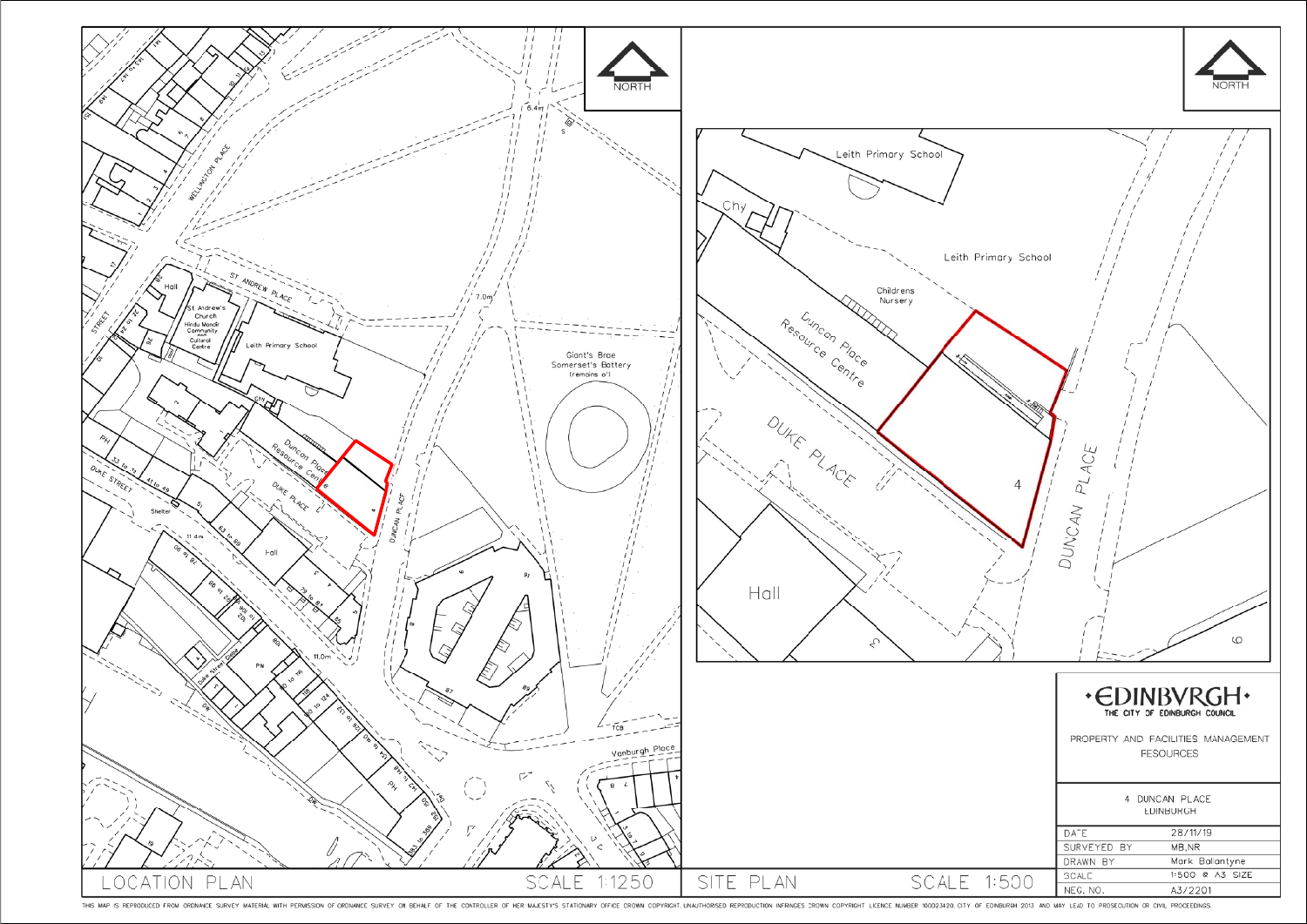LOCATION PLAN SCALE 1:1250

SITE PLAN SCALE 1:500

NORTH

•EDINBVRGH•
THE CITY OF EDINBURGH COUNCIL

PROPERTY AND FACILITIES MANAGEMENT
RESOURCES

4 DUNCAN PLACE
EDINBURGH

| | |
|---|---|
| DATE | 28/11/19 |
| SURVEYED BY | MB,NR |
| DRAWN BY | Mark Ballantyne |
| SCALE | 1:500 @ A3 SIZE |
| NEG. NO. | A3/2201 |

THIS MAP IS REPRODUCED FROM ORDNANCE SURVEY MATERIAL WITH PERMISSION OF ORDNANCE SURVEY ON BEHALF OF THE CONTROLLER OF HER MAJESTY'S STATIONARY OFFICE CROWN COPYRIGHT. UNAUTHORISED REPRODUCTION INFRINGES CROWN COPYRIGHT LICENCE NUMBER 100023420. CITY OF EDINBURGH 2013 AND MAY LEAD TO PROSECUTION OR CIVIL PROCEEDINGS.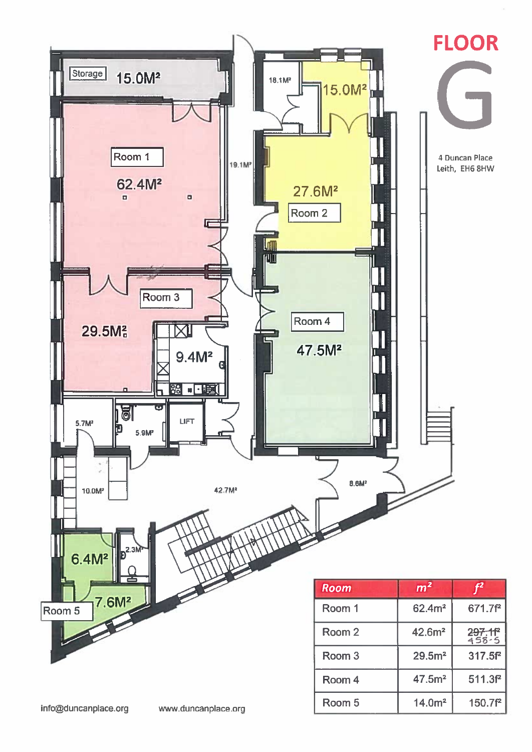# FLOOR G

4 Duncan Place
Leith, EH6 8HW

Storage 15.0M²

Room 1 62.4M²

Room 3 29.5M²

9.4M²

Room 2 27.6M²

15.0M²

18.1M²

19.1M²

Room 4 47.5M²

5.7M²

5.9M²

LIFT

10.0M²

42.7M²

8.6M²

6.4M²

2.3M²

Room 5 7.6M²

| Room | $m^2$ | $f^2$ |
|---|---|---|
| Room 1 | 62.4m² | 671.7f² |
| Room 2 | 42.6m² | ~~297.1f²~~ 458.5 |
| Room 3 | 29.5m² | 317.5f² |
| Room 4 | 47.5m² | 511.3f² |
| Room 5 | 14.0m² | 150.7f² |

info@duncanplace.org www.duncanplace.org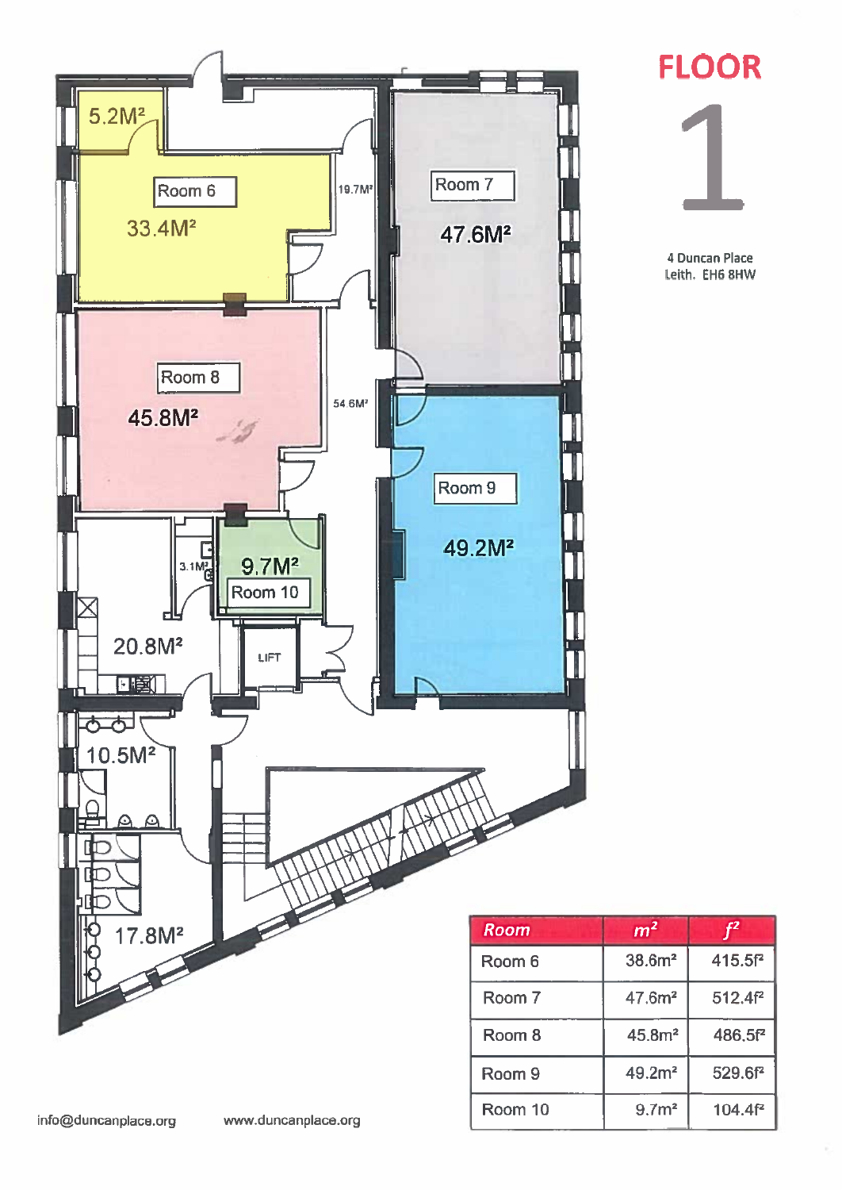# FLOOR 1

4 Duncan Place
Leith. EH6 8HW

5.2M²

Room 6
33.4M²

19.7M²

Room 7
47.6M²

Room 8
45.8M²

54.6M²

Room 9
49.2M²

3.1M²

9.7M²
Room 10

20.8M²

LIFT

10.5M²

17.8M²

| Room | m² | f² |
|---|---|---|
| Room 6 | 38.6m² | 415.5f² |
| Room 7 | 47.6m² | 512.4f² |
| Room 8 | 45.8m² | 486.5f² |
| Room 9 | 49.2m² | 529.6f² |
| Room 10 | 9.7m² | 104.4f² |

info@duncanplace.org www.duncanplace.org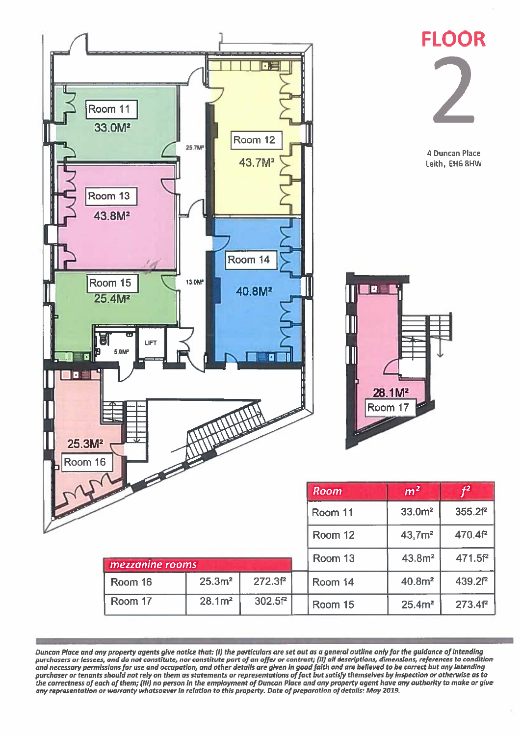# FLOOR 2

4 Duncan Place
Leith, EH6 8HW

Room 11 33.0M²

Room 12 43.7M²

Room 13 43.8M²

Room 14 40.8M²

Room 15 25.4M²

Room 16 25.3M²

Room 17 28.1M²

25.7M²

13.0M²

5.9M²

LIFT

| Room | m² | f² |
|---|---|---|
| Room 11 | 33.0m² | 355.2f² |
| Room 12 | 43,7m² | 470.4f² |
| Room 13 | 43.8m² | 471.5f² |
| Room 14 | 40.8m² | 439.2f² |
| Room 15 | 25.4m² | 273.4f² |

| *mezzanine rooms* | | |
|---|---|---|
| Room 16 | 25.3m² | 272.3f² |
| Room 17 | 28.1m² | 302.5f² |

*Duncan Place and any property agents give notice that: (i) the particulars are set out as a general outline only for the guidance of intending purchasers or lessees, and do not constitute, nor constitute part of an offer or contract; (ii) all descriptions, dimensions, references to condition and necessary permissions for use and occupation, and other details are given in good faith and are believed to be correct but any intending purchaser or tenants should not rely on them as statements or representations of fact but satisfy themselves by inspection or otherwise as to the correctness of each of them; (iii) no person in the employment of Duncan Place and any property agent have any authority to make or give any representation or warranty whatsoever in relation to this property. Date of preparation of details: May 2019.*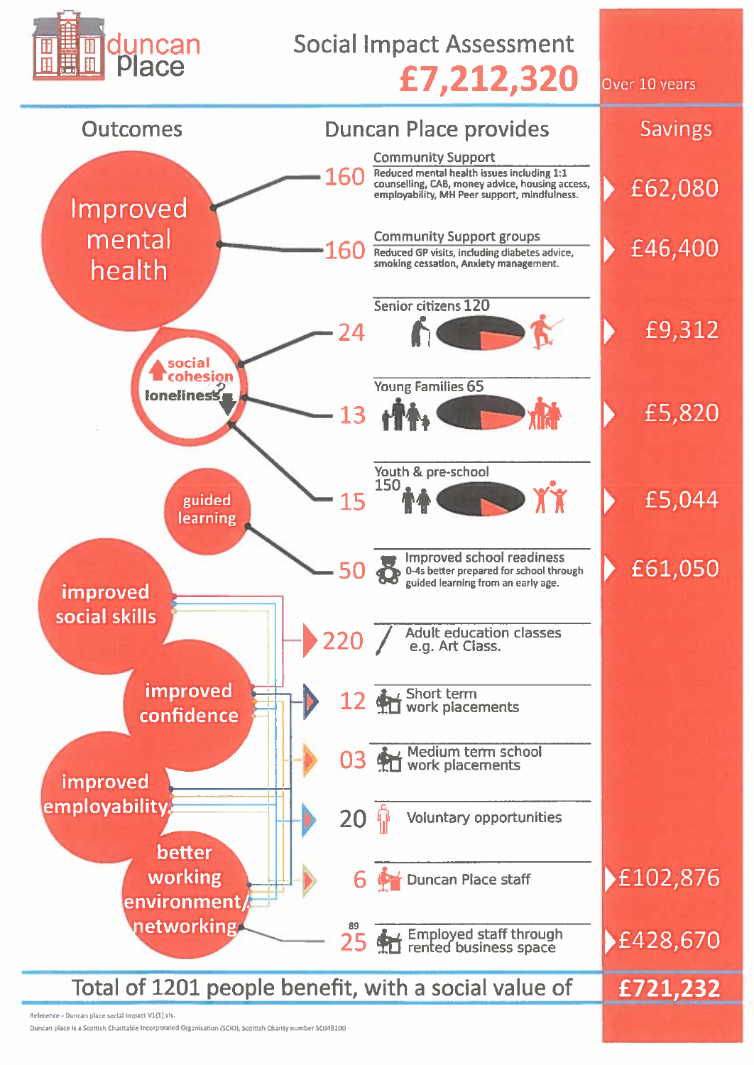# duncan Place

## Social Impact Assessment

## £7,212,320

Over 10 years

| Outcomes | Duncan Place provides | | Savings |
|---|---|---|---|
| Improved mental health | 160 | **Community Support** Reduced mental health issues including 1:1 counselling, CAB, money advice, housing access, employability, MH Peer support, mindfulness. | £62,080 |
| Improved mental health | 160 | **Community Support groups** Reduced GP visits, including diabetes advice, smoking cessation, Anxiety management. | £46,400 |
| social cohesion / loneliness | 24 | Senior citizens 120 | £9,312 |
| social cohesion / loneliness | 13 | Young Families 65 | £5,820 |
| social cohesion / loneliness | 15 | Youth & pre-school 150 | £5,044 |
| guided learning | 50 | **Improved school readiness** 0-4s better prepared for school through guided learning from an early age. | £61,050 |
| improved social skills | 220 | Adult education classes e.g. Art Class. | |
| improved confidence | 12 | Short term work placements | |
| improved employability | 03 | Medium term school work placements | |
| | 20 | Voluntary opportunities | |
| better working environment/ networking | 6 | Duncan Place staff | £102,876 |
| better working environment/ networking | 89 25 | Employed staff through rented business space | £428,670 |

**Total of 1201 people benefit, with a social value of £721,232**

Reference - Duncan place social impact V1(1).xls.

Duncan place is a Scottish Charitable Incorporated Organisation (SCIO), Scottish Charity number SC048100